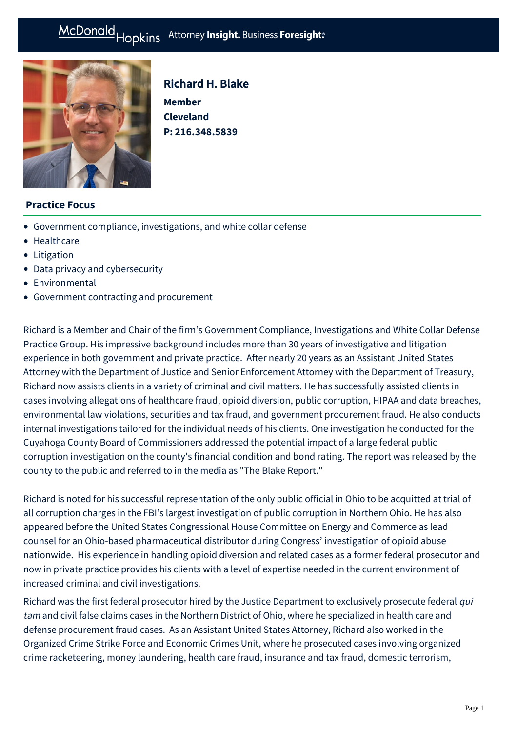# Richard H. Blake

**Member**
**Cleveland**
**P: 216.348.5839**

## Practice Focus

- Government compliance, investigations, and white collar defense
- Healthcare
- Litigation
- Data privacy and cybersecurity
- Environmental
- Government contracting and procurement

Richard is a Member and Chair of the firm's Government Compliance, Investigations and White Collar Defense Practice Group. His impressive background includes more than 30 years of investigative and litigation experience in both government and private practice. After nearly 20 years as an Assistant United States Attorney with the Department of Justice and Senior Enforcement Attorney with the Department of Treasury, Richard now assists clients in a variety of criminal and civil matters. He has successfully assisted clients in cases involving allegations of healthcare fraud, opioid diversion, public corruption, HIPAA and data breaches, environmental law violations, securities and tax fraud, and government procurement fraud. He also conducts internal investigations tailored for the individual needs of his clients. One investigation he conducted for the Cuyahoga County Board of Commissioners addressed the potential impact of a large federal public corruption investigation on the county's financial condition and bond rating. The report was released by the county to the public and referred to in the media as "The Blake Report."

Richard is noted for his successful representation of the only public official in Ohio to be acquitted at trial of all corruption charges in the FBI's largest investigation of public corruption in Northern Ohio. He has also appeared before the United States Congressional House Committee on Energy and Commerce as lead counsel for an Ohio-based pharmaceutical distributor during Congress' investigation of opioid abuse nationwide. His experience in handling opioid diversion and related cases as a former federal prosecutor and now in private practice provides his clients with a level of expertise needed in the current environment of increased criminal and civil investigations.

Richard was the first federal prosecutor hired by the Justice Department to exclusively prosecute federal *qui tam* and civil false claims cases in the Northern District of Ohio, where he specialized in health care and defense procurement fraud cases. As an Assistant United States Attorney, Richard also worked in the Organized Crime Strike Force and Economic Crimes Unit, where he prosecuted cases involving organized crime racketeering, money laundering, health care fraud, insurance and tax fraud, domestic terrorism,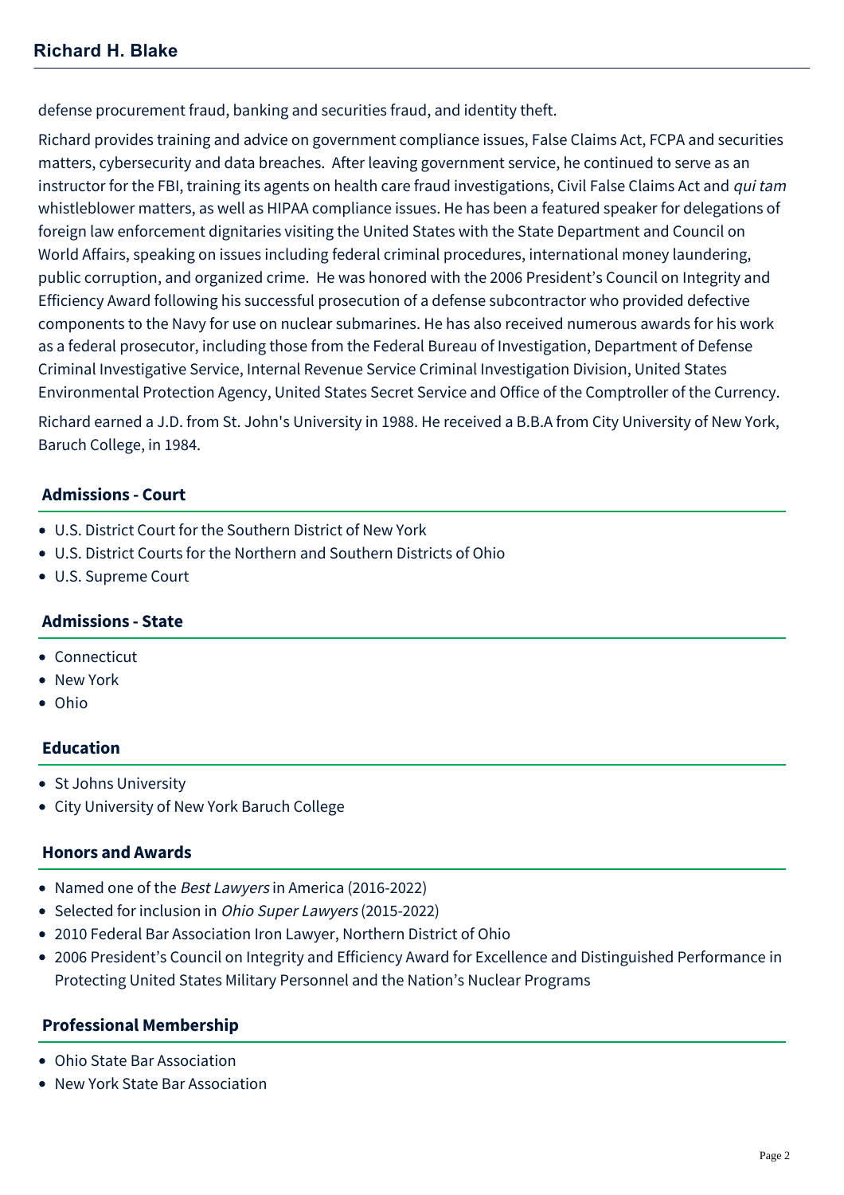defense procurement fraud, banking and securities fraud, and identity theft.

Richard provides training and advice on government compliance issues, False Claims Act, FCPA and securities matters, cybersecurity and data breaches. After leaving government service, he continued to serve as an instructor for the FBI, training its agents on health care fraud investigations, Civil False Claims Act and *qui tam* whistleblower matters, as well as HIPAA compliance issues. He has been a featured speaker for delegations of foreign law enforcement dignitaries visiting the United States with the State Department and Council on World Affairs, speaking on issues including federal criminal procedures, international money laundering, public corruption, and organized crime. He was honored with the 2006 President's Council on Integrity and Efficiency Award following his successful prosecution of a defense subcontractor who provided defective components to the Navy for use on nuclear submarines. He has also received numerous awards for his work as a federal prosecutor, including those from the Federal Bureau of Investigation, Department of Defense Criminal Investigative Service, Internal Revenue Service Criminal Investigation Division, United States Environmental Protection Agency, United States Secret Service and Office of the Comptroller of the Currency.

Richard earned a J.D. from St. John's University in 1988. He received a B.B.A from City University of New York, Baruch College, in 1984.

## Admissions - Court

- U.S. District Court for the Southern District of New York
- U.S. District Courts for the Northern and Southern Districts of Ohio
- U.S. Supreme Court

## Admissions - State

- Connecticut
- New York
- Ohio

## Education

- St Johns University
- City University of New York Baruch College

## Honors and Awards

- Named one of the *Best Lawyers* in America (2016-2022)
- Selected for inclusion in *Ohio Super Lawyers* (2015-2022)
- 2010 Federal Bar Association Iron Lawyer, Northern District of Ohio
- 2006 President's Council on Integrity and Efficiency Award for Excellence and Distinguished Performance in Protecting United States Military Personnel and the Nation's Nuclear Programs

## Professional Membership

- Ohio State Bar Association
- New York State Bar Association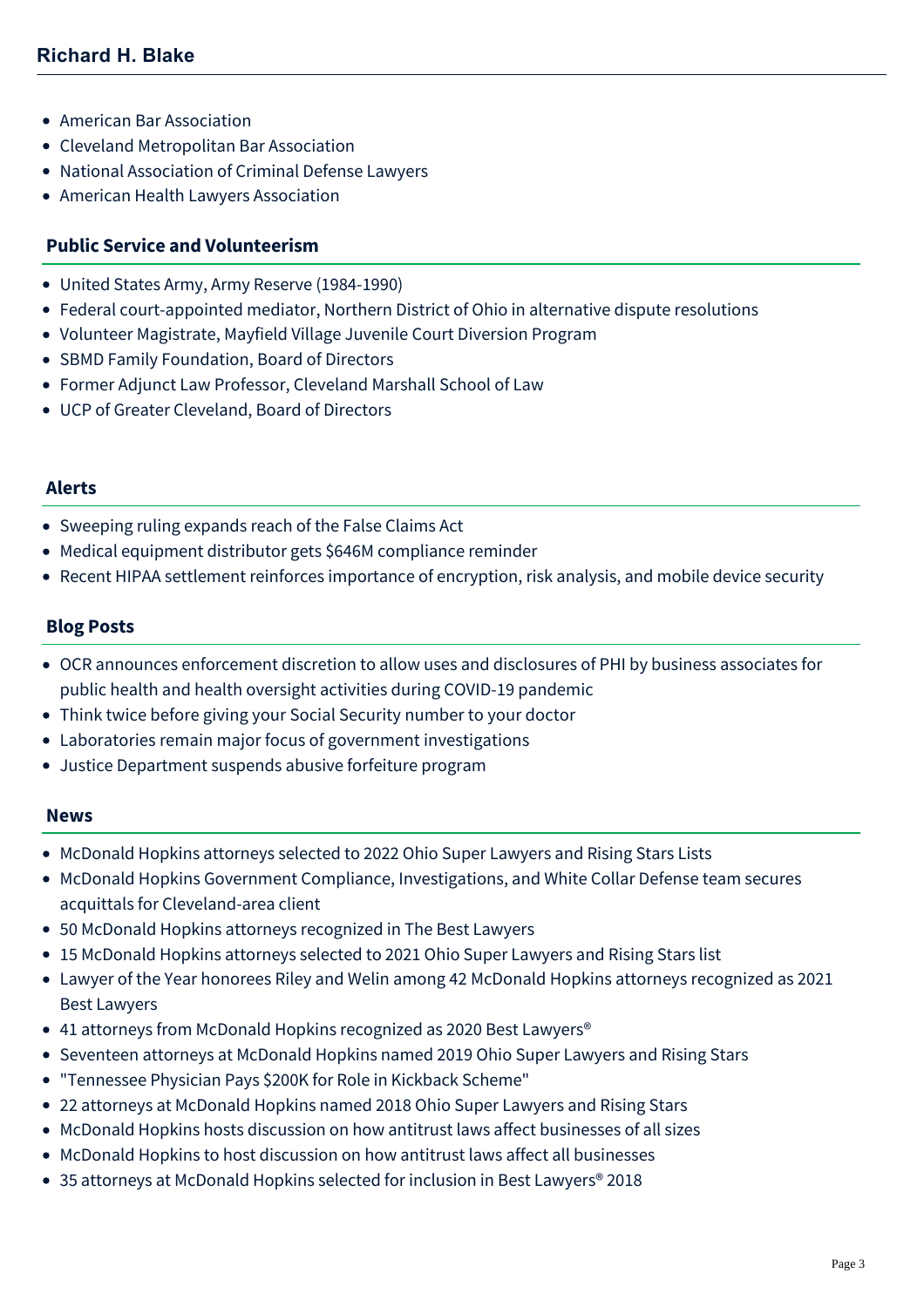- American Bar Association
- Cleveland Metropolitan Bar Association
- National Association of Criminal Defense Lawyers
- American Health Lawyers Association

## Public Service and Volunteerism

- United States Army, Army Reserve (1984-1990)
- Federal court-appointed mediator, Northern District of Ohio in alternative dispute resolutions
- Volunteer Magistrate, Mayfield Village Juvenile Court Diversion Program
- SBMD Family Foundation, Board of Directors
- Former Adjunct Law Professor, Cleveland Marshall School of Law
- UCP of Greater Cleveland, Board of Directors

## Alerts

- Sweeping ruling expands reach of the False Claims Act
- Medical equipment distributor gets $646M compliance reminder
- Recent HIPAA settlement reinforces importance of encryption, risk analysis, and mobile device security

## Blog Posts

- OCR announces enforcement discretion to allow uses and disclosures of PHI by business associates for public health and health oversight activities during COVID-19 pandemic
- Think twice before giving your Social Security number to your doctor
- Laboratories remain major focus of government investigations
- Justice Department suspends abusive forfeiture program

## News

- McDonald Hopkins attorneys selected to 2022 Ohio Super Lawyers and Rising Stars Lists
- McDonald Hopkins Government Compliance, Investigations, and White Collar Defense team secures acquittals for Cleveland-area client
- 50 McDonald Hopkins attorneys recognized in The Best Lawyers
- 15 McDonald Hopkins attorneys selected to 2021 Ohio Super Lawyers and Rising Stars list
- Lawyer of the Year honorees Riley and Welin among 42 McDonald Hopkins attorneys recognized as 2021 Best Lawyers
- 41 attorneys from McDonald Hopkins recognized as 2020 Best Lawyers®
- Seventeen attorneys at McDonald Hopkins named 2019 Ohio Super Lawyers and Rising Stars
- "Tennessee Physician Pays $200K for Role in Kickback Scheme"
- 22 attorneys at McDonald Hopkins named 2018 Ohio Super Lawyers and Rising Stars
- McDonald Hopkins hosts discussion on how antitrust laws affect businesses of all sizes
- McDonald Hopkins to host discussion on how antitrust laws affect all businesses
- 35 attorneys at McDonald Hopkins selected for inclusion in Best Lawyers® 2018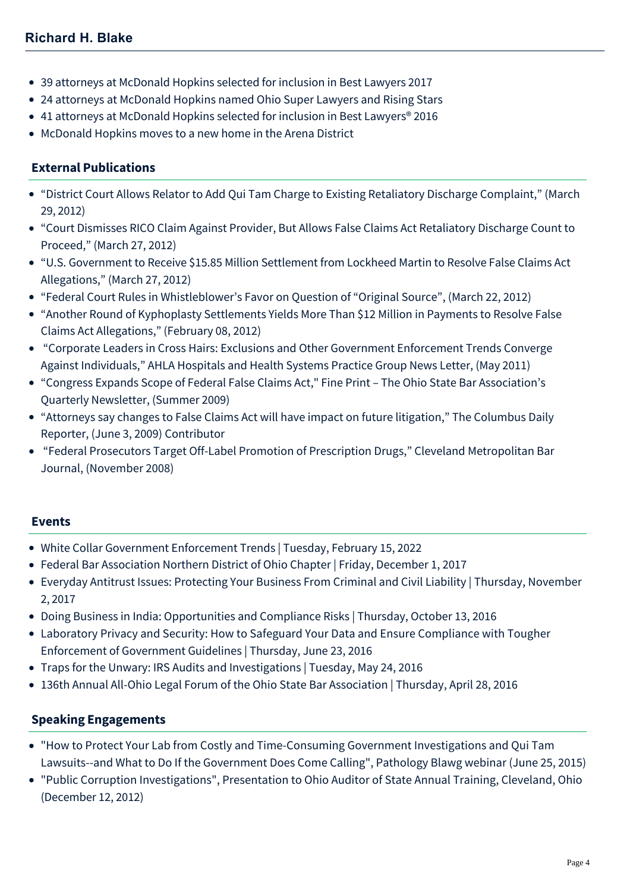- 39 attorneys at McDonald Hopkins selected for inclusion in Best Lawyers 2017
- 24 attorneys at McDonald Hopkins named Ohio Super Lawyers and Rising Stars
- 41 attorneys at McDonald Hopkins selected for inclusion in Best Lawyers® 2016
- McDonald Hopkins moves to a new home in the Arena District

## External Publications

- “District Court Allows Relator to Add Qui Tam Charge to Existing Retaliatory Discharge Complaint,” (March 29, 2012)
- “Court Dismisses RICO Claim Against Provider, But Allows False Claims Act Retaliatory Discharge Count to Proceed,” (March 27, 2012)
- “U.S. Government to Receive $15.85 Million Settlement from Lockheed Martin to Resolve False Claims Act Allegations,” (March 27, 2012)
- “Federal Court Rules in Whistleblower’s Favor on Question of “Original Source”, (March 22, 2012)
- “Another Round of Kyphoplasty Settlements Yields More Than $12 Million in Payments to Resolve False Claims Act Allegations,” (February 08, 2012)
- “Corporate Leaders in Cross Hairs: Exclusions and Other Government Enforcement Trends Converge Against Individuals,” AHLA Hospitals and Health Systems Practice Group News Letter, (May 2011)
- “Congress Expands Scope of Federal False Claims Act," Fine Print – The Ohio State Bar Association’s Quarterly Newsletter, (Summer 2009)
- “Attorneys say changes to False Claims Act will have impact on future litigation,” The Columbus Daily Reporter, (June 3, 2009) Contributor
- “Federal Prosecutors Target Off-Label Promotion of Prescription Drugs,” Cleveland Metropolitan Bar Journal, (November 2008)

## Events

- White Collar Government Enforcement Trends | Tuesday, February 15, 2022
- Federal Bar Association Northern District of Ohio Chapter | Friday, December 1, 2017
- Everyday Antitrust Issues: Protecting Your Business From Criminal and Civil Liability | Thursday, November 2, 2017
- Doing Business in India: Opportunities and Compliance Risks | Thursday, October 13, 2016
- Laboratory Privacy and Security: How to Safeguard Your Data and Ensure Compliance with Tougher Enforcement of Government Guidelines | Thursday, June 23, 2016
- Traps for the Unwary: IRS Audits and Investigations | Tuesday, May 24, 2016
- 136th Annual All-Ohio Legal Forum of the Ohio State Bar Association | Thursday, April 28, 2016

## Speaking Engagements

- "How to Protect Your Lab from Costly and Time-Consuming Government Investigations and Qui Tam Lawsuits--and What to Do If the Government Does Come Calling", Pathology Blawg webinar (June 25, 2015)
- "Public Corruption Investigations", Presentation to Ohio Auditor of State Annual Training, Cleveland, Ohio (December 12, 2012)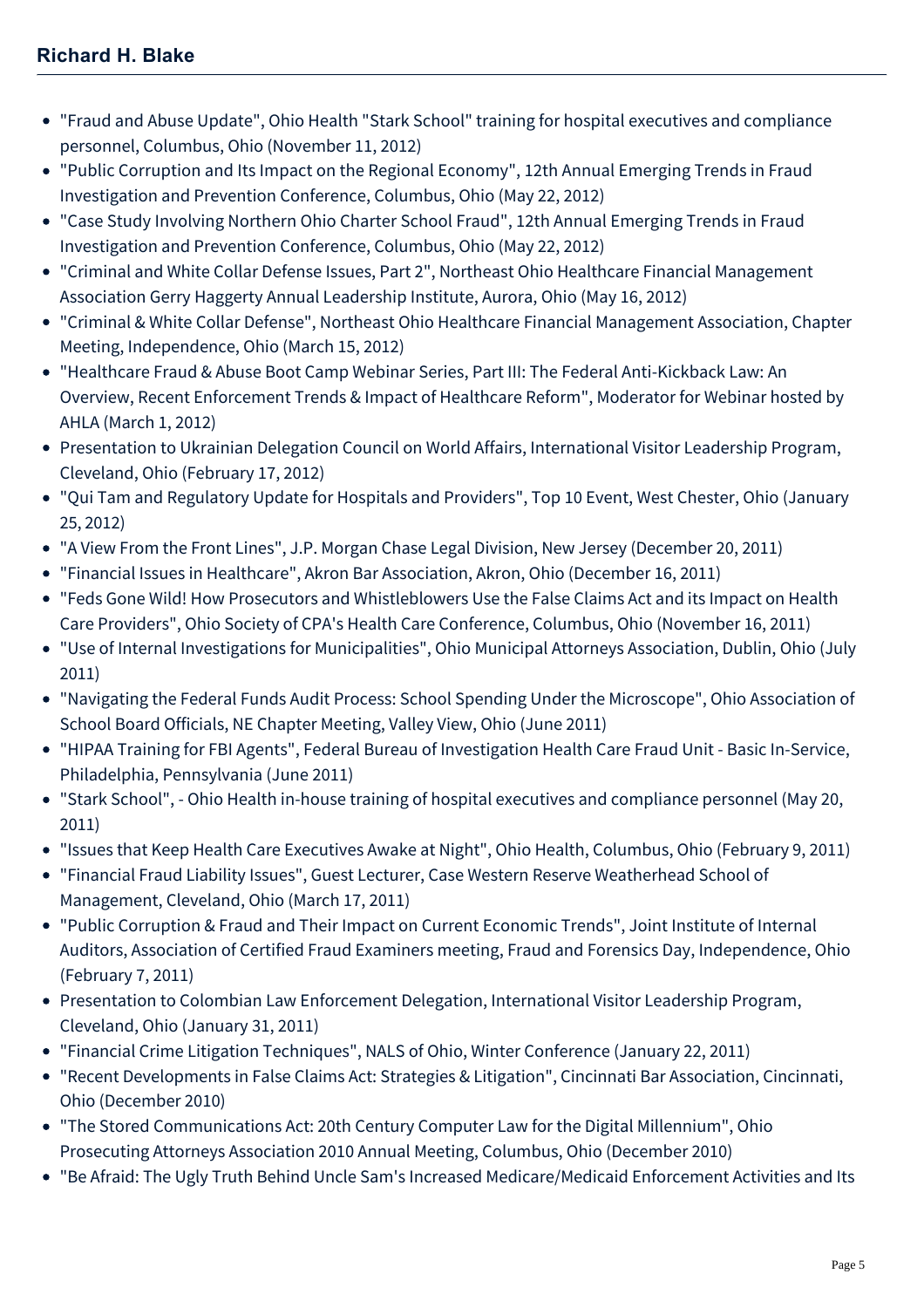- "Fraud and Abuse Update", Ohio Health "Stark School" training for hospital executives and compliance personnel, Columbus, Ohio (November 11, 2012)
- "Public Corruption and Its Impact on the Regional Economy", 12th Annual Emerging Trends in Fraud Investigation and Prevention Conference, Columbus, Ohio (May 22, 2012)
- "Case Study Involving Northern Ohio Charter School Fraud", 12th Annual Emerging Trends in Fraud Investigation and Prevention Conference, Columbus, Ohio (May 22, 2012)
- "Criminal and White Collar Defense Issues, Part 2", Northeast Ohio Healthcare Financial Management Association Gerry Haggerty Annual Leadership Institute, Aurora, Ohio (May 16, 2012)
- "Criminal & White Collar Defense", Northeast Ohio Healthcare Financial Management Association, Chapter Meeting, Independence, Ohio (March 15, 2012)
- "Healthcare Fraud & Abuse Boot Camp Webinar Series, Part III: The Federal Anti-Kickback Law: An Overview, Recent Enforcement Trends & Impact of Healthcare Reform", Moderator for Webinar hosted by AHLA (March 1, 2012)
- Presentation to Ukrainian Delegation Council on World Affairs, International Visitor Leadership Program, Cleveland, Ohio (February 17, 2012)
- "Qui Tam and Regulatory Update for Hospitals and Providers", Top 10 Event, West Chester, Ohio (January 25, 2012)
- "A View From the Front Lines", J.P. Morgan Chase Legal Division, New Jersey (December 20, 2011)
- "Financial Issues in Healthcare", Akron Bar Association, Akron, Ohio (December 16, 2011)
- "Feds Gone Wild! How Prosecutors and Whistleblowers Use the False Claims Act and its Impact on Health Care Providers", Ohio Society of CPA's Health Care Conference, Columbus, Ohio (November 16, 2011)
- "Use of Internal Investigations for Municipalities", Ohio Municipal Attorneys Association, Dublin, Ohio (July 2011)
- "Navigating the Federal Funds Audit Process: School Spending Under the Microscope", Ohio Association of School Board Officials, NE Chapter Meeting, Valley View, Ohio (June 2011)
- "HIPAA Training for FBI Agents", Federal Bureau of Investigation Health Care Fraud Unit - Basic In-Service, Philadelphia, Pennsylvania (June 2011)
- "Stark School", - Ohio Health in-house training of hospital executives and compliance personnel (May 20, 2011)
- "Issues that Keep Health Care Executives Awake at Night", Ohio Health, Columbus, Ohio (February 9, 2011)
- "Financial Fraud Liability Issues", Guest Lecturer, Case Western Reserve Weatherhead School of Management, Cleveland, Ohio (March 17, 2011)
- "Public Corruption & Fraud and Their Impact on Current Economic Trends", Joint Institute of Internal Auditors, Association of Certified Fraud Examiners meeting, Fraud and Forensics Day, Independence, Ohio (February 7, 2011)
- Presentation to Colombian Law Enforcement Delegation, International Visitor Leadership Program, Cleveland, Ohio (January 31, 2011)
- "Financial Crime Litigation Techniques", NALS of Ohio, Winter Conference (January 22, 2011)
- "Recent Developments in False Claims Act: Strategies & Litigation", Cincinnati Bar Association, Cincinnati, Ohio (December 2010)
- "The Stored Communications Act: 20th Century Computer Law for the Digital Millennium", Ohio Prosecuting Attorneys Association 2010 Annual Meeting, Columbus, Ohio (December 2010)
- "Be Afraid: The Ugly Truth Behind Uncle Sam's Increased Medicare/Medicaid Enforcement Activities and Its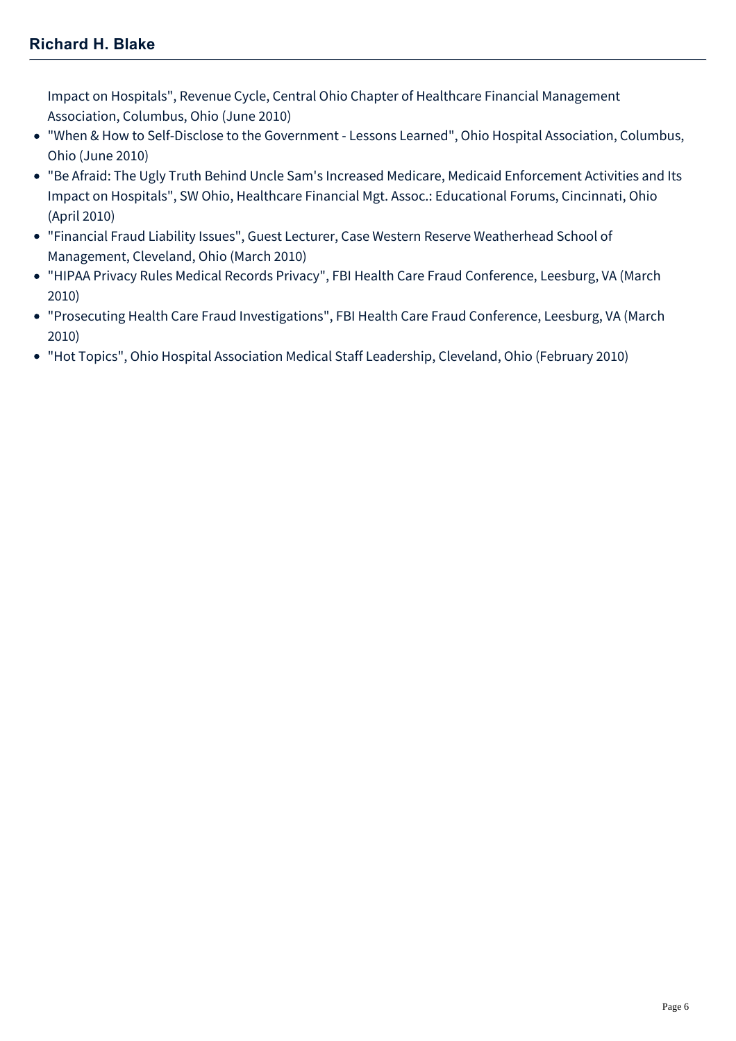Impact on Hospitals", Revenue Cycle, Central Ohio Chapter of Healthcare Financial Management Association, Columbus, Ohio (June 2010)

- "When & How to Self-Disclose to the Government - Lessons Learned", Ohio Hospital Association, Columbus, Ohio (June 2010)
- "Be Afraid: The Ugly Truth Behind Uncle Sam's Increased Medicare, Medicaid Enforcement Activities and Its Impact on Hospitals", SW Ohio, Healthcare Financial Mgt. Assoc.: Educational Forums, Cincinnati, Ohio (April 2010)
- "Financial Fraud Liability Issues", Guest Lecturer, Case Western Reserve Weatherhead School of Management, Cleveland, Ohio (March 2010)
- "HIPAA Privacy Rules Medical Records Privacy", FBI Health Care Fraud Conference, Leesburg, VA (March 2010)
- "Prosecuting Health Care Fraud Investigations", FBI Health Care Fraud Conference, Leesburg, VA (March 2010)
- "Hot Topics", Ohio Hospital Association Medical Staff Leadership, Cleveland, Ohio (February 2010)